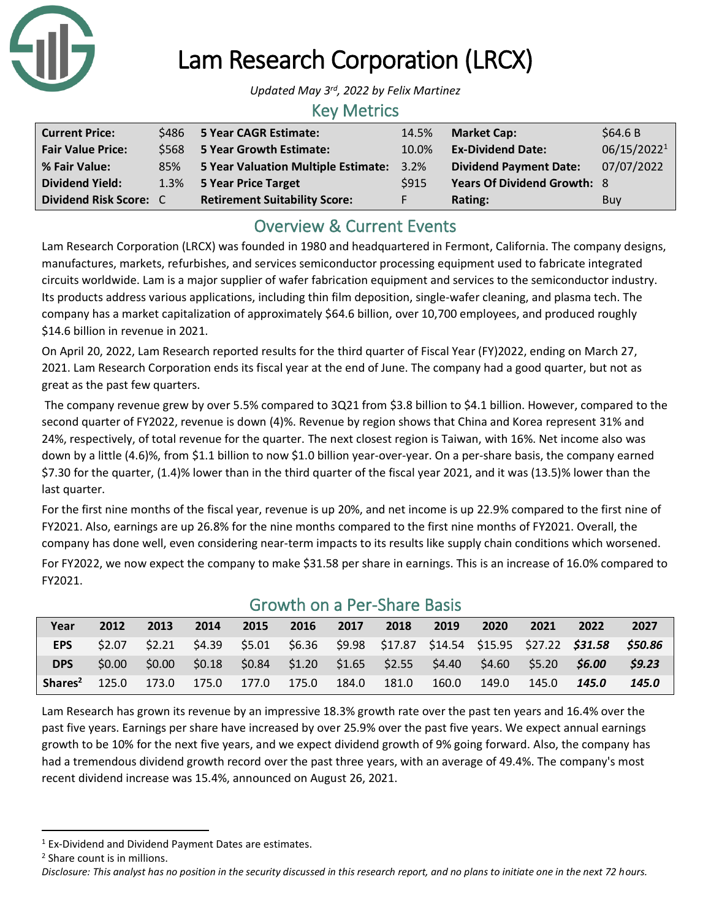# Lam Research Corporation (LRCX)

*Updated May 3rd, 2022 by Felix Martinez*

## Key Metrics

| | | | | | |
|---|---|---|---|---|---|
| **Current Price:** | $486 | **5 Year CAGR Estimate:** | 14.5% | **Market Cap:** | $64.6 B |
| **Fair Value Price:** | $568 | **5 Year Growth Estimate:** | 10.0% | **Ex-Dividend Date:** | 06/15/2022[1] |
| **% Fair Value:** | 85% | **5 Year Valuation Multiple Estimate:** | 3.2% | **Dividend Payment Date:** | 07/07/2022 |
| **Dividend Yield:** | 1.3% | **5 Year Price Target** | $915 | **Years Of Dividend Growth:** | 8 |
| **Dividend Risk Score:** | C | **Retirement Suitability Score:** | F | **Rating:** | Buy |

## Overview & Current Events

Lam Research Corporation (LRCX) was founded in 1980 and headquartered in Fermont, California. The company designs, manufactures, markets, refurbishes, and services semiconductor processing equipment used to fabricate integrated circuits worldwide. Lam is a major supplier of wafer fabrication equipment and services to the semiconductor industry. Its products address various applications, including thin film deposition, single-wafer cleaning, and plasma tech. The company has a market capitalization of approximately $64.6 billion, over 10,700 employees, and produced roughly $14.6 billion in revenue in 2021.

On April 20, 2022, Lam Research reported results for the third quarter of Fiscal Year (FY)2022, ending on March 27, 2021. Lam Research Corporation ends its fiscal year at the end of June. The company had a good quarter, but not as great as the past few quarters.

The company revenue grew by over 5.5% compared to 3Q21 from $3.8 billion to $4.1 billion. However, compared to the second quarter of FY2022, revenue is down (4)%. Revenue by region shows that China and Korea represent 31% and 24%, respectively, of total revenue for the quarter. The next closest region is Taiwan, with 16%. Net income also was down by a little (4.6)%, from $1.1 billion to now $1.0 billion year-over-year. On a per-share basis, the company earned $7.30 for the quarter, (1.4)% lower than in the third quarter of the fiscal year 2021, and it was (13.5)% lower than the last quarter.

For the first nine months of the fiscal year, revenue is up 20%, and net income is up 22.9% compared to the first nine of FY2021. Also, earnings are up 26.8% for the nine months compared to the first nine months of FY2021. Overall, the company has done well, even considering near-term impacts to its results like supply chain conditions which worsened.

For FY2022, we now expect the company to make $31.58 per share in earnings. This is an increase of 16.0% compared to FY2021.

## Growth on a Per-Share Basis

| Year | 2012 | 2013 | 2014 | 2015 | 2016 | 2017 | 2018 | 2019 | 2020 | 2021 | 2022 | 2027 |
|---|---|---|---|---|---|---|---|---|---|---|---|---|
| **EPS** | $2.07 | $2.21 | $4.39 | $5.01 | $6.36 | $9.98 | $17.87 | $14.54 | $15.95 | $27.22 | ***$31.58*** | ***$50.86*** |
| **DPS** | $0.00 | $0.00 | $0.18 | $0.84 | $1.20 | $1.65 | $2.55 | $4.40 | $4.60 | $5.20 | ***$6.00*** | ***$9.23*** |
| **Shares[2]** | 125.0 | 173.0 | 175.0 | 177.0 | 175.0 | 184.0 | 181.0 | 160.0 | 149.0 | 145.0 | ***145.0*** | ***145.0*** |

Lam Research has grown its revenue by an impressive 18.3% growth rate over the past ten years and 16.4% over the past five years. Earnings per share have increased by over 25.9% over the past five years. We expect annual earnings growth to be 10% for the next five years, and we expect dividend growth of 9% going forward. Also, the company has had a tremendous dividend growth record over the past three years, with an average of 49.4%. The company's most recent dividend increase was 15.4%, announced on August 26, 2021.

---

[1] Ex-Dividend and Dividend Payment Dates are estimates.

[2] Share count is in millions.

*Disclosure: This analyst has no position in the security discussed in this research report, and no plans to initiate one in the next 72 hours.*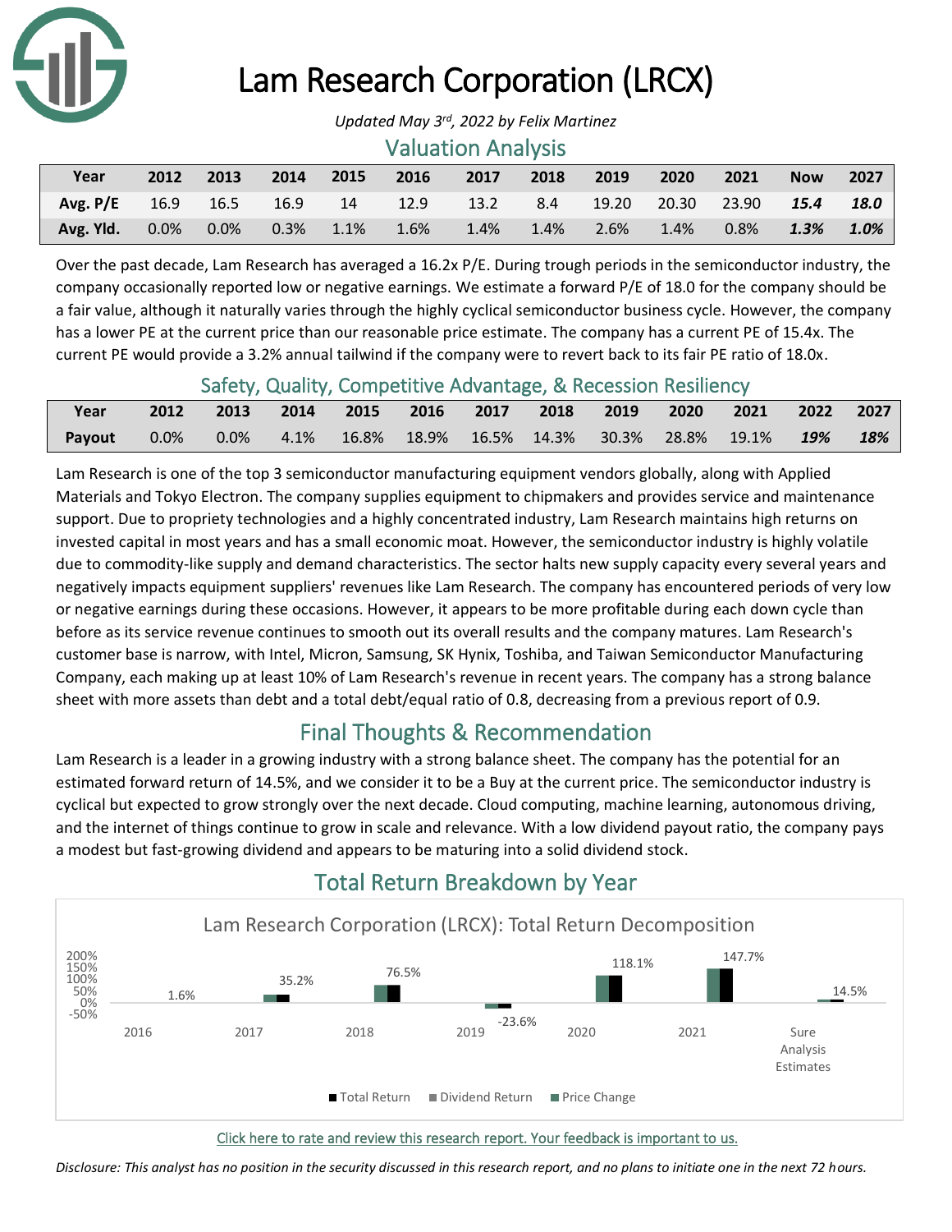# Lam Research Corporation (LRCX)

*Updated May 3rd, 2022 by Felix Martinez*

## Valuation Analysis

| Year | 2012 | 2013 | 2014 | 2015 | 2016 | 2017 | 2018 | 2019 | 2020 | 2021 | Now | 2027 |
|---|---|---|---|---|---|---|---|---|---|---|---|---|
| Avg. P/E | 16.9 | 16.5 | 16.9 | 14 | 12.9 | 13.2 | 8.4 | 19.20 | 20.30 | 23.90 | ***15.4*** | ***18.0*** |
| Avg. Yld. | 0.0% | 0.0% | 0.3% | 1.1% | 1.6% | 1.4% | 1.4% | 2.6% | 1.4% | 0.8% | ***1.3%*** | ***1.0%*** |

Over the past decade, Lam Research has averaged a 16.2x P/E. During trough periods in the semiconductor industry, the company occasionally reported low or negative earnings. We estimate a forward P/E of 18.0 for the company should be a fair value, although it naturally varies through the highly cyclical semiconductor business cycle. However, the company has a lower PE at the current price than our reasonable price estimate. The company has a current PE of 15.4x. The current PE would provide a 3.2% annual tailwind if the company were to revert back to its fair PE ratio of 18.0x.

## Safety, Quality, Competitive Advantage, & Recession Resiliency

| Year | 2012 | 2013 | 2014 | 2015 | 2016 | 2017 | 2018 | 2019 | 2020 | 2021 | 2022 | 2027 |
|---|---|---|---|---|---|---|---|---|---|---|---|---|
| Payout | 0.0% | 0.0% | 4.1% | 16.8% | 18.9% | 16.5% | 14.3% | 30.3% | 28.8% | 19.1% | ***19%*** | ***18%*** |

Lam Research is one of the top 3 semiconductor manufacturing equipment vendors globally, along with Applied Materials and Tokyo Electron. The company supplies equipment to chipmakers and provides service and maintenance support. Due to propriety technologies and a highly concentrated industry, Lam Research maintains high returns on invested capital in most years and has a small economic moat. However, the semiconductor industry is highly volatile due to commodity-like supply and demand characteristics. The sector halts new supply capacity every several years and negatively impacts equipment suppliers' revenues like Lam Research. The company has encountered periods of very low or negative earnings during these occasions. However, it appears to be more profitable during each down cycle than before as its service revenue continues to smooth out its overall results and the company matures. Lam Research's customer base is narrow, with Intel, Micron, Samsung, SK Hynix, Toshiba, and Taiwan Semiconductor Manufacturing Company, each making up at least 10% of Lam Research's revenue in recent years. The company has a strong balance sheet with more assets than debt and a total debt/equal ratio of 0.8, decreasing from a previous report of 0.9.

## Final Thoughts & Recommendation

Lam Research is a leader in a growing industry with a strong balance sheet. The company has the potential for an estimated forward return of 14.5%, and we consider it to be a Buy at the current price. The semiconductor industry is cyclical but expected to grow strongly over the next decade. Cloud computing, machine learning, autonomous driving, and the internet of things continue to grow in scale and relevance. With a low dividend payout ratio, the company pays a modest but fast-growing dividend and appears to be maturing into a solid dividend stock.

## Total Return Breakdown by Year

Lam Research Corporation (LRCX): Total Return Decomposition

| | 2016 | 2017 | 2018 | 2019 | 2020 | 2021 | Sure Analysis Estimates |
|---|---|---|---|---|---|---|---|
| Total Return | 1.6% | 35.2% | 76.5% | -23.6% | 118.1% | 147.7% | 14.5% |

Click here to rate and review this research report. Your feedback is important to us.

*Disclosure: This analyst has no position in the security discussed in this research report, and no plans to initiate one in the next 72 hours.*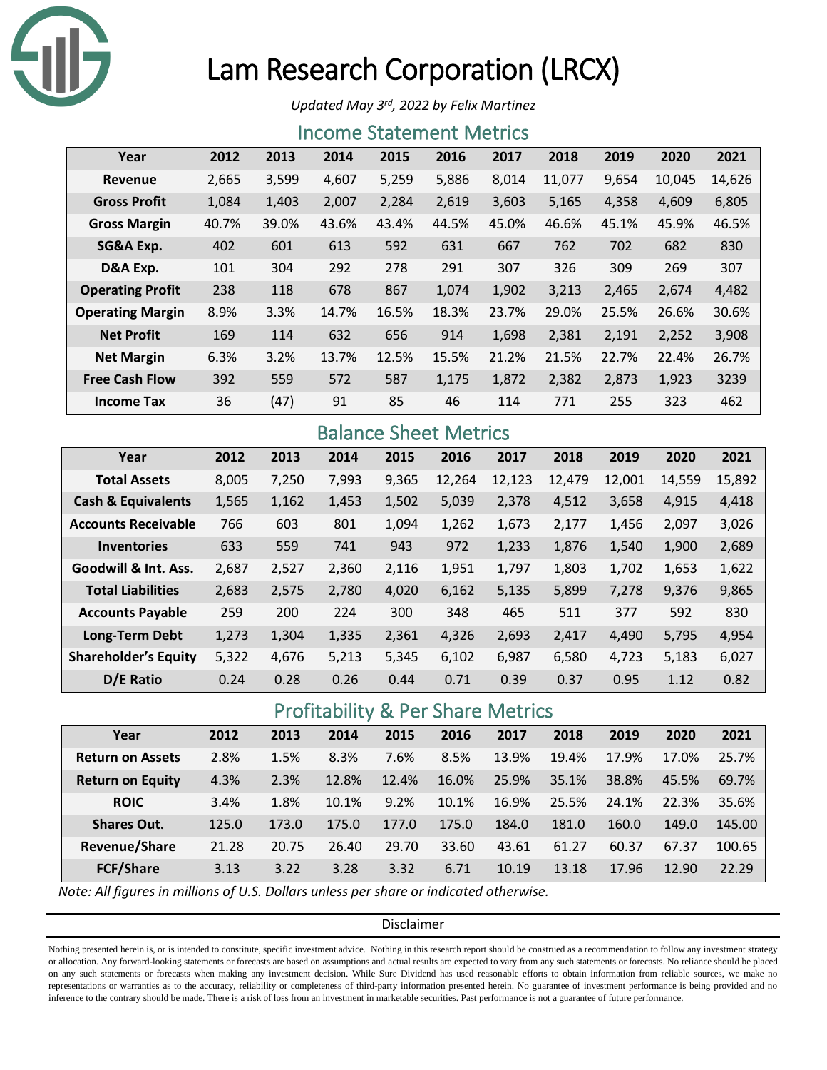# Lam Research Corporation (LRCX)

*Updated May 3rd, 2022 by Felix Martinez*

## Income Statement Metrics

| Year | 2012 | 2013 | 2014 | 2015 | 2016 | 2017 | 2018 | 2019 | 2020 | 2021 |
|---|---|---|---|---|---|---|---|---|---|---|
| Revenue | 2,665 | 3,599 | 4,607 | 5,259 | 5,886 | 8,014 | 11,077 | 9,654 | 10,045 | 14,626 |
| Gross Profit | 1,084 | 1,403 | 2,007 | 2,284 | 2,619 | 3,603 | 5,165 | 4,358 | 4,609 | 6,805 |
| Gross Margin | 40.7% | 39.0% | 43.6% | 43.4% | 44.5% | 45.0% | 46.6% | 45.1% | 45.9% | 46.5% |
| SG&A Exp. | 402 | 601 | 613 | 592 | 631 | 667 | 762 | 702 | 682 | 830 |
| D&A Exp. | 101 | 304 | 292 | 278 | 291 | 307 | 326 | 309 | 269 | 307 |
| Operating Profit | 238 | 118 | 678 | 867 | 1,074 | 1,902 | 3,213 | 2,465 | 2,674 | 4,482 |
| Operating Margin | 8.9% | 3.3% | 14.7% | 16.5% | 18.3% | 23.7% | 29.0% | 25.5% | 26.6% | 30.6% |
| Net Profit | 169 | 114 | 632 | 656 | 914 | 1,698 | 2,381 | 2,191 | 2,252 | 3,908 |
| Net Margin | 6.3% | 3.2% | 13.7% | 12.5% | 15.5% | 21.2% | 21.5% | 22.7% | 22.4% | 26.7% |
| Free Cash Flow | 392 | 559 | 572 | 587 | 1,175 | 1,872 | 2,382 | 2,873 | 1,923 | 3239 |
| Income Tax | 36 | (47) | 91 | 85 | 46 | 114 | 771 | 255 | 323 | 462 |

## Balance Sheet Metrics

| Year | 2012 | 2013 | 2014 | 2015 | 2016 | 2017 | 2018 | 2019 | 2020 | 2021 |
|---|---|---|---|---|---|---|---|---|---|---|
| Total Assets | 8,005 | 7,250 | 7,993 | 9,365 | 12,264 | 12,123 | 12,479 | 12,001 | 14,559 | 15,892 |
| Cash & Equivalents | 1,565 | 1,162 | 1,453 | 1,502 | 5,039 | 2,378 | 4,512 | 3,658 | 4,915 | 4,418 |
| Accounts Receivable | 766 | 603 | 801 | 1,094 | 1,262 | 1,673 | 2,177 | 1,456 | 2,097 | 3,026 |
| Inventories | 633 | 559 | 741 | 943 | 972 | 1,233 | 1,876 | 1,540 | 1,900 | 2,689 |
| Goodwill & Int. Ass. | 2,687 | 2,527 | 2,360 | 2,116 | 1,951 | 1,797 | 1,803 | 1,702 | 1,653 | 1,622 |
| Total Liabilities | 2,683 | 2,575 | 2,780 | 4,020 | 6,162 | 5,135 | 5,899 | 7,278 | 9,376 | 9,865 |
| Accounts Payable | 259 | 200 | 224 | 300 | 348 | 465 | 511 | 377 | 592 | 830 |
| Long-Term Debt | 1,273 | 1,304 | 1,335 | 2,361 | 4,326 | 2,693 | 2,417 | 4,490 | 5,795 | 4,954 |
| Shareholder's Equity | 5,322 | 4,676 | 5,213 | 5,345 | 6,102 | 6,987 | 6,580 | 4,723 | 5,183 | 6,027 |
| D/E Ratio | 0.24 | 0.28 | 0.26 | 0.44 | 0.71 | 0.39 | 0.37 | 0.95 | 1.12 | 0.82 |

## Profitability & Per Share Metrics

| Year | 2012 | 2013 | 2014 | 2015 | 2016 | 2017 | 2018 | 2019 | 2020 | 2021 |
|---|---|---|---|---|---|---|---|---|---|---|
| Return on Assets | 2.8% | 1.5% | 8.3% | 7.6% | 8.5% | 13.9% | 19.4% | 17.9% | 17.0% | 25.7% |
| Return on Equity | 4.3% | 2.3% | 12.8% | 12.4% | 16.0% | 25.9% | 35.1% | 38.8% | 45.5% | 69.7% |
| ROIC | 3.4% | 1.8% | 10.1% | 9.2% | 10.1% | 16.9% | 25.5% | 24.1% | 22.3% | 35.6% |
| Shares Out. | 125.0 | 173.0 | 175.0 | 177.0 | 175.0 | 184.0 | 181.0 | 160.0 | 149.0 | 145.00 |
| Revenue/Share | 21.28 | 20.75 | 26.40 | 29.70 | 33.60 | 43.61 | 61.27 | 60.37 | 67.37 | 100.65 |
| FCF/Share | 3.13 | 3.22 | 3.28 | 3.32 | 6.71 | 10.19 | 13.18 | 17.96 | 12.90 | 22.29 |

*Note: All figures in millions of U.S. Dollars unless per share or indicated otherwise.*

Disclaimer

Nothing presented herein is, or is intended to constitute, specific investment advice. Nothing in this research report should be construed as a recommendation to follow any investment strategy or allocation. Any forward-looking statements or forecasts are based on assumptions and actual results are expected to vary from any such statements or forecasts. No reliance should be placed on any such statements or forecasts when making any investment decision. While Sure Dividend has used reasonable efforts to obtain information from reliable sources, we make no representations or warranties as to the accuracy, reliability or completeness of third-party information presented herein. No guarantee of investment performance is being provided and no inference to the contrary should be made. There is a risk of loss from an investment in marketable securities. Past performance is not a guarantee of future performance.